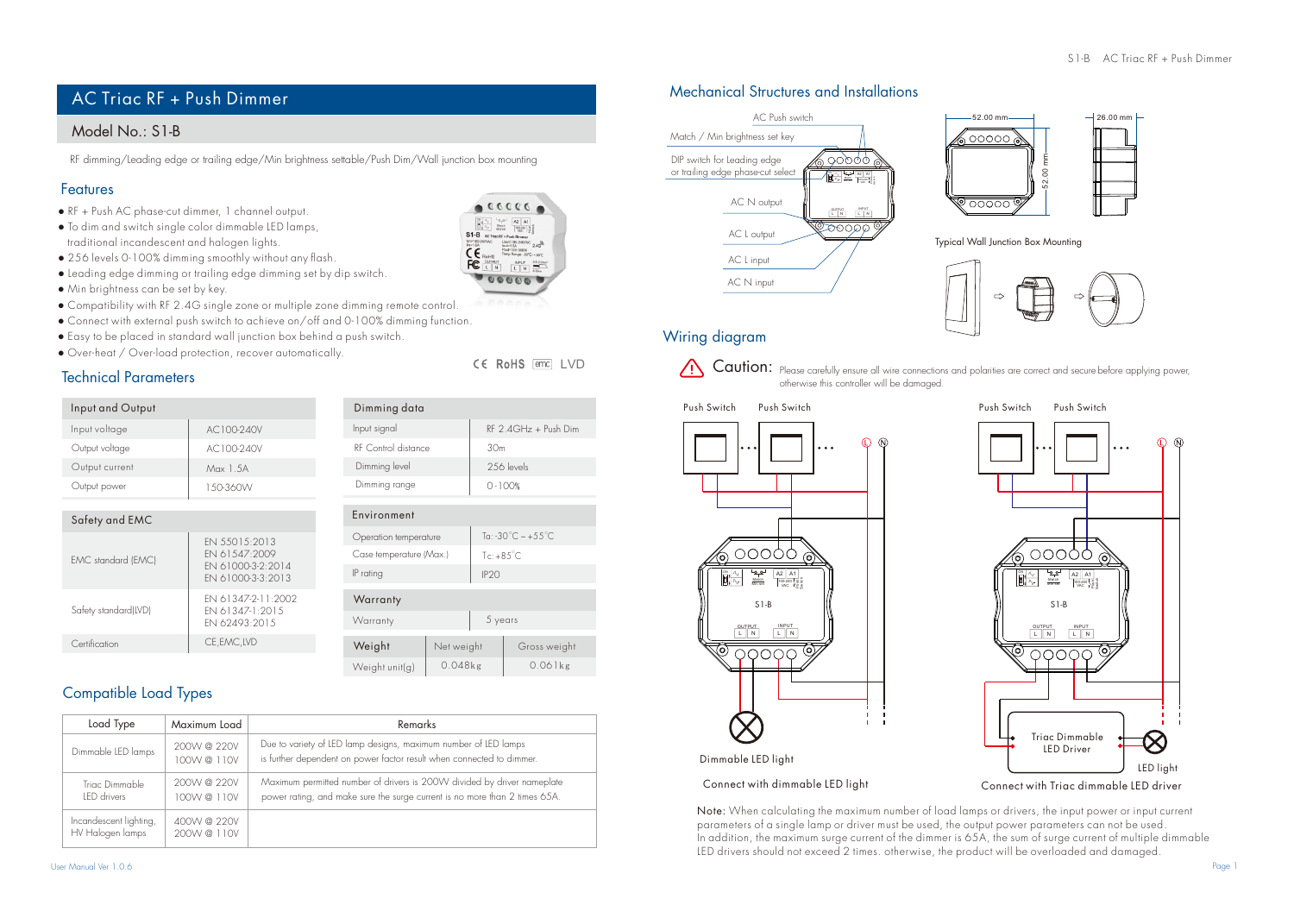# AC Triac RF + Push Dimmer

## Model No.: S1-B

RF dimming/Leading edge or trailing edge/Min brightness settable/Push Dim/Wall junction box mounting

## Features

- RF + Push AC phase-cut dimmer, 1 channel output.
- To dim and switch single color dimmable LED lamps, traditional incandescent and halogen lights.
- 256 levels 0-100% dimming smoothly without any flash.
- Leading edge dimming or trailing edge dimming set by dip switch.
- Min brightness can be set by key.
- Compatibility with RF 2.4G single zone or multiple zone dimming remote control.
- Connect with external push switch to achieve on/off and 0-100% dimming function.
- Easy to be placed in standard wall junction box behind a push switch.
- Over-heat / Over-load protection, recover automatically.

CE RoHS EMC LVD

## Technical Parameters

| Input and Output | |
|---|---|
| Input voltage | AC100-240V |
| Output voltage | AC100-240V |
| Output current | Max 1.5A |
| Output power | 150-360W |

| Safety and EMC | |
|---|---|
| EMC standard (EMC) | EN 55015:2013<br>EN 61547:2009<br>EN 61000-3-2:2014<br>EN 61000-3-3:2013 |
| Safety standard(LVD) | EN 61347-2-11:2002<br>EN 61347-1:2015<br>EN 62493:2015 |
| Certification | CE,EMC,LVD |

| Dimming data | |
|---|---|
| Input signal | RF 2.4GHz + Push Dim |
| RF Control distance | 30m |
| Dimming level | 256 levels |
| Dimming range | 0-100% |

| Environment | |
|---|---|
| Operation temperature | Ta: -30°C ~ +55°C |
| Case temperature (Max.) | Tc: +85°C |
| IP rating | IP20 |

| Warranty | |
|---|---|
| Warranty | 5 years |

| Weight | Net weight | Gross weight |
|---|---|---|
| Weight unit(g) | 0.048kg | 0.061kg |

## Compatible Load Types

| Load Type | Maximum Load | Remarks |
|---|---|---|
| Dimmable LED lamps | 200W @ 220V<br>100W @ 110V | Due to variety of LED lamp designs, maximum number of LED lamps is further dependent on power factor result when connected to dimmer. |
| Triac Dimmable LED drivers | 200W @ 220V<br>100W @ 110V | Maximum permitted number of drivers is 200W divided by driver nameplate power rating, and make sure the surge current is no more than 2 times 65A. |
| Incandescent lighting, HV Halogen lamps | 400W @ 220V<br>200W @ 110V | |

## Mechanical Structures and Installations

AC Push switch
Match / Min brightness set key
DIP switch for Leading edge or trailing edge phase-cut select
AC N output
AC L output
AC L input
AC N input

52.00 mm
52.00 mm
26.00 mm

Typical Wall Junction Box Mounting

## Wiring diagram

**Caution:** Please carefully ensure all wire connections and polarities are correct and secure before applying power, otherwise this controller will be damaged.

Push Switch · Push Switch · L · N · S1-B · OUTPUT L N · INPUT L N

Dimmable LED light

Connect with dimmable LED light

Push Switch · Push Switch · L · N · S1-B · OUTPUT L N · INPUT L N

Triac Dimmable LED Driver

LED light

Connect with Triac dimmable LED driver

Note: When calculating the maximum number of load lamps or drivers, the input power or input current parameters of a single lamp or driver must be used, the output power parameters can not be used.
In addition, the maximum surge current of the dimmer is 65A, the sum of surge current of multiple dimmable LED drivers should not exceed 2 times. otherwise, the product will be overloaded and damaged.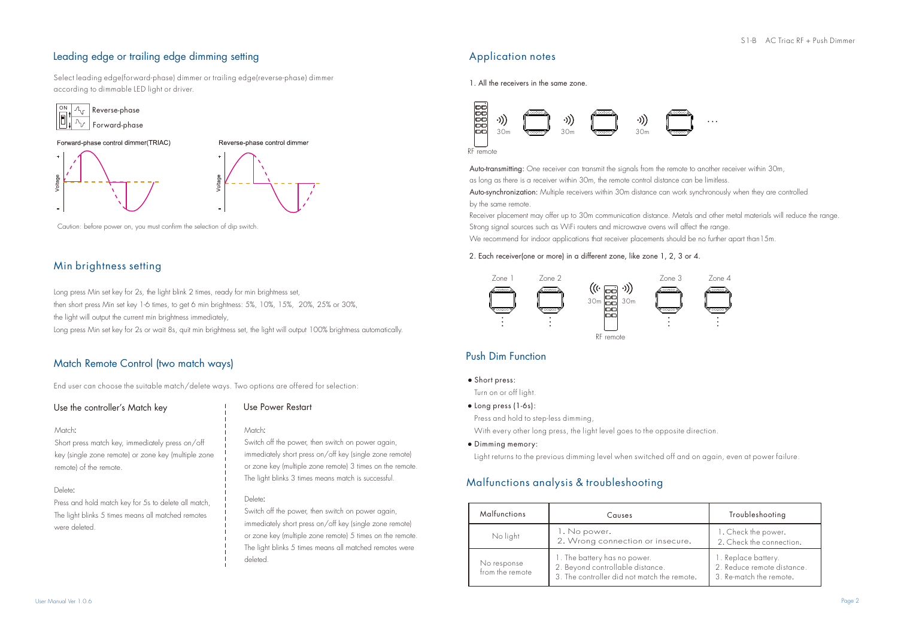## Leading edge or trailing edge dimming setting

Select leading edge(forward-phase) dimmer or trailing edge(reverse-phase) dimmer according to dimmable LED light or driver.

ON
Reverse-phase
Forward-phase

Forward-phase control dimmer(TRIAC)

Reverse-phase control dimmer

Voltage

Caution: before power on, you must confirm the selection of dip switch.

## Min brightness setting

Long press Min set key for 2s, the light blink 2 times, ready for min brightness set,
then short press Min set key 1-6 times, to get 6 min brightness: 5%, 10%, 15%, 20%, 25% or 30%,
the light will output the current min brightness immediately,
Long press Min set key for 2s or wait 8s, quit min brightness set, the light will output 100% brightness automatically.

## Match Remote Control (two match ways)

End user can choose the suitable match/delete ways. Two options are offered for selection:

### Use the controller's Match key

Match:
Short press match key, immediately press on/off key (single zone remote) or zone key (multiple zone remote) of the remote.

Delete:
Press and hold match key for 5s to delete all match, The light blinks 5 times means all matched remotes were deleted.

### Use Power Restart

Match:
Switch off the power, then switch on power again, immediately short press on/off key (single zone remote) or zone key (multiple zone remote) 3 times on the remote. The light blinks 3 times means match is successful.

Delete:
Switch off the power, then switch on power again, immediately short press on/off key (single zone remote) or zone key (multiple zone remote) 5 times on the remote. The light blinks 5 times means all matched remotes were deleted.

## Application notes

1. All the receivers in the same zone.

30m 30m 30m ...

RF remote

Auto-transmitting: One receiver can transmit the signals from the remote to another receiver within 30m, as long as there is a receiver within 30m, the remote control distance can be limitless.
Auto-synchronization: Multiple receivers within 30m distance can work synchronously when they are controlled by the same remote.
Receiver placement may offer up to 30m communication distance. Metals and other metal materials will reduce the range. Strong signal sources such as WiFi routers and microwave ovens will affect the range.
We recommend for indoor applications that receiver placements should be no further apart than15m.

2. Each receiver(one or more) in a different zone, like zone 1, 2, 3 or 4.

Zone 1 Zone 2 Zone 3 Zone 4

30m 30m

RF remote

## Push Dim Function

- Short press:
  Turn on or off light.
- Long press (1-6s):
  Press and hold to step-less dimming,
  With every other long press, the light level goes to the opposite direction.
- Dimming memory:
  Light returns to the previous dimming level when switched off and on again, even at power failure.

## Malfunctions analysis & troubleshooting

| Malfunctions | Causes | Troubleshooting |
|---|---|---|
| No light | 1. No power.<br>2. Wrong connection or insecure. | 1. Check the power.<br>2. Check the connection. |
| No response from the remote | 1. The battery has no power.<br>2. Beyond controllable distance.<br>3. The controller did not match the remote. | 1. Replace battery.<br>2. Reduce remote distance.<br>3. Re-match the remote. |